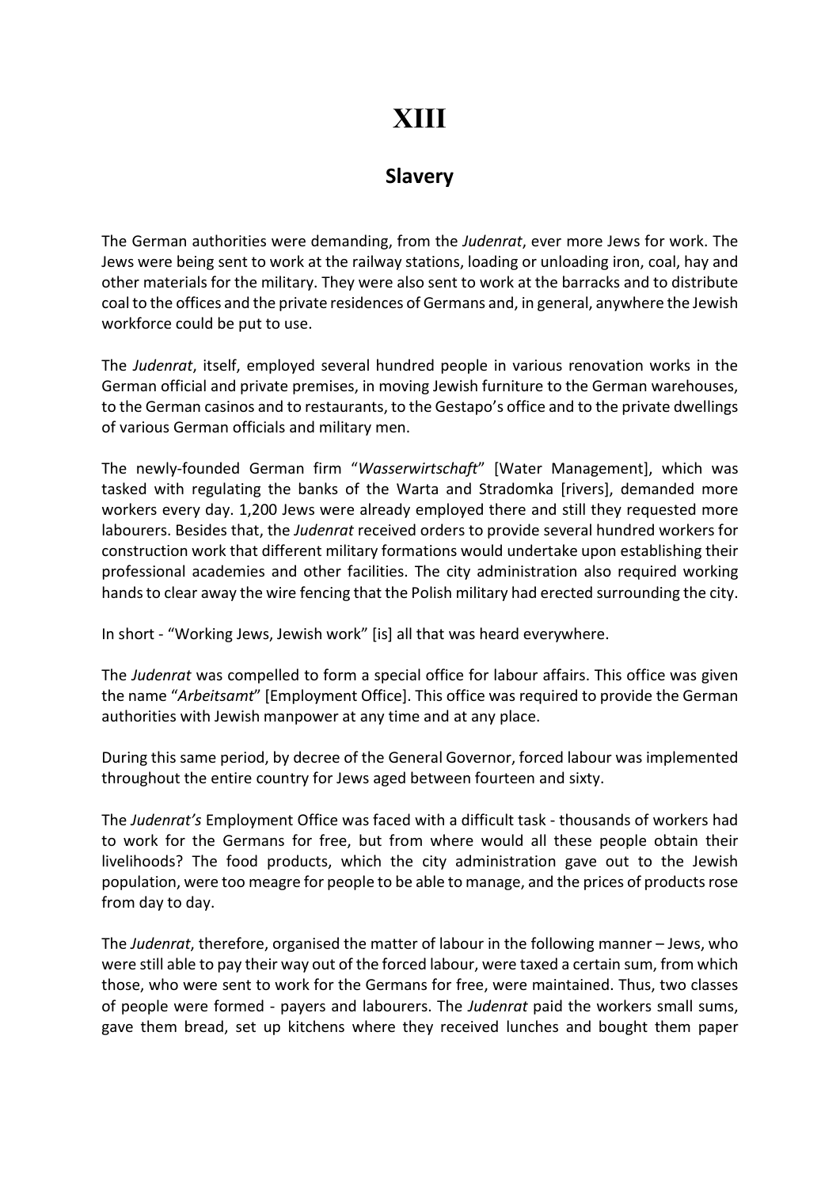# XIII

## Slavery

The German authorities were demanding, from the *Judenrat*, ever more Jews for work. The Jews were being sent to work at the railway stations, loading or unloading iron, coal, hay and other materials for the military. They were also sent to work at the barracks and to distribute coal to the offices and the private residences of Germans and, in general, anywhere the Jewish workforce could be put to use.

The *Judenrat*, itself, employed several hundred people in various renovation works in the German official and private premises, in moving Jewish furniture to the German warehouses, to the German casinos and to restaurants, to the Gestapo's office and to the private dwellings of various German officials and military men.

The newly-founded German firm "*Wasserwirtschaft*" [Water Management], which was tasked with regulating the banks of the Warta and Stradomka [rivers], demanded more workers every day. 1,200 Jews were already employed there and still they requested more labourers. Besides that, the *Judenrat* received orders to provide several hundred workers for construction work that different military formations would undertake upon establishing their professional academies and other facilities. The city administration also required working hands to clear away the wire fencing that the Polish military had erected surrounding the city.

In short - "Working Jews, Jewish work" [is] all that was heard everywhere.

The *Judenrat* was compelled to form a special office for labour affairs. This office was given the name "*Arbeitsamt*" [Employment Office]. This office was required to provide the German authorities with Jewish manpower at any time and at any place.

During this same period, by decree of the General Governor, forced labour was implemented throughout the entire country for Jews aged between fourteen and sixty.

The *Judenrat's* Employment Office was faced with a difficult task - thousands of workers had to work for the Germans for free, but from where would all these people obtain their livelihoods? The food products, which the city administration gave out to the Jewish population, were too meagre for people to be able to manage, and the prices of products rose from day to day.

The *Judenrat*, therefore, organised the matter of labour in the following manner – Jews, who were still able to pay their way out of the forced labour, were taxed a certain sum, from which those, who were sent to work for the Germans for free, were maintained. Thus, two classes of people were formed - payers and labourers. The *Judenrat* paid the workers small sums, gave them bread, set up kitchens where they received lunches and bought them paper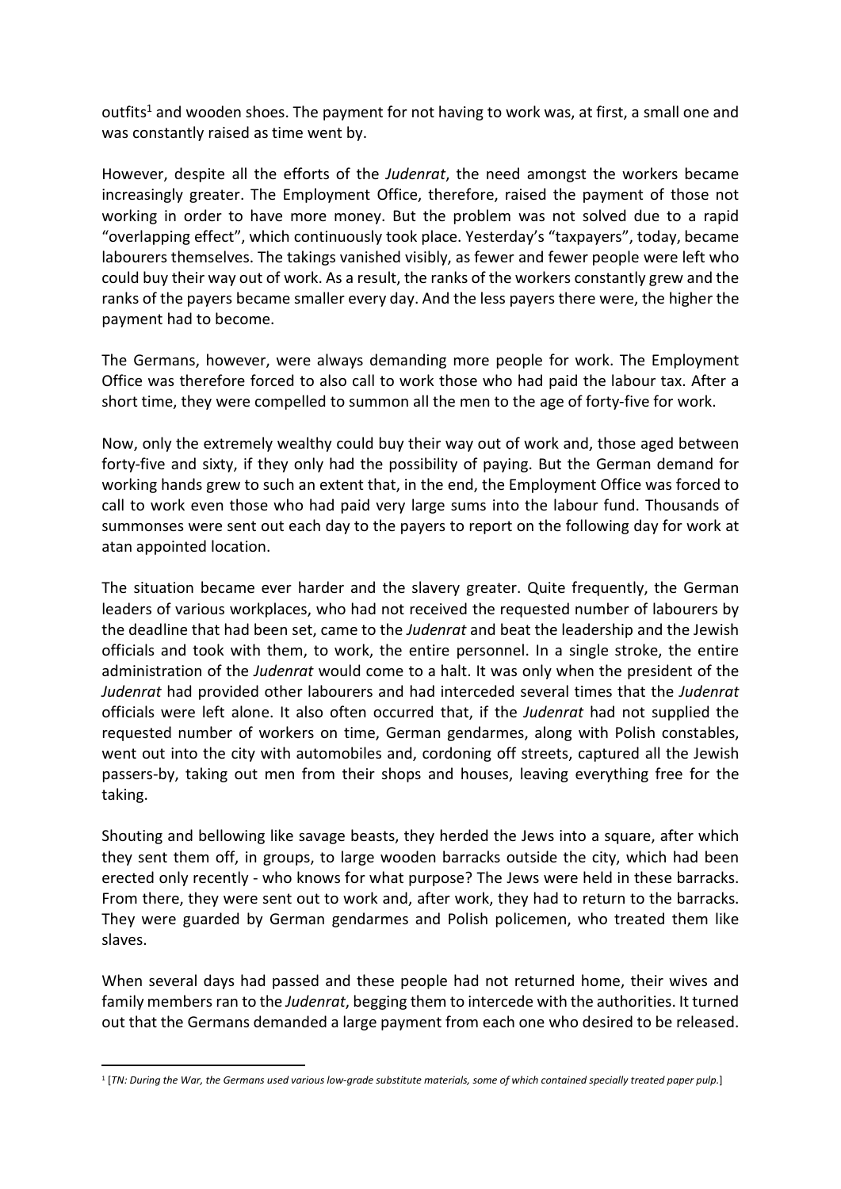outfits[1] and wooden shoes. The payment for not having to work was, at first, a small one and was constantly raised as time went by.

However, despite all the efforts of the *Judenrat*, the need amongst the workers became increasingly greater. The Employment Office, therefore, raised the payment of those not working in order to have more money. But the problem was not solved due to a rapid "overlapping effect", which continuously took place. Yesterday's "taxpayers", today, became labourers themselves. The takings vanished visibly, as fewer and fewer people were left who could buy their way out of work. As a result, the ranks of the workers constantly grew and the ranks of the payers became smaller every day. And the less payers there were, the higher the payment had to become.

The Germans, however, were always demanding more people for work. The Employment Office was therefore forced to also call to work those who had paid the labour tax. After a short time, they were compelled to summon all the men to the age of forty-five for work.

Now, only the extremely wealthy could buy their way out of work and, those aged between forty-five and sixty, if they only had the possibility of paying. But the German demand for working hands grew to such an extent that, in the end, the Employment Office was forced to call to work even those who had paid very large sums into the labour fund. Thousands of summonses were sent out each day to the payers to report on the following day for work at atan appointed location.

The situation became ever harder and the slavery greater. Quite frequently, the German leaders of various workplaces, who had not received the requested number of labourers by the deadline that had been set, came to the *Judenrat* and beat the leadership and the Jewish officials and took with them, to work, the entire personnel. In a single stroke, the entire administration of the *Judenrat* would come to a halt. It was only when the president of the *Judenrat* had provided other labourers and had interceded several times that the *Judenrat* officials were left alone. It also often occurred that, if the *Judenrat* had not supplied the requested number of workers on time, German gendarmes, along with Polish constables, went out into the city with automobiles and, cordoning off streets, captured all the Jewish passers-by, taking out men from their shops and houses, leaving everything free for the taking.

Shouting and bellowing like savage beasts, they herded the Jews into a square, after which they sent them off, in groups, to large wooden barracks outside the city, which had been erected only recently - who knows for what purpose? The Jews were held in these barracks. From there, they were sent out to work and, after work, they had to return to the barracks. They were guarded by German gendarmes and Polish policemen, who treated them like slaves.

When several days had passed and these people had not returned home, their wives and family members ran to the *Judenrat*, begging them to intercede with the authorities. It turned out that the Germans demanded a large payment from each one who desired to be released.

---

[1] [*TN: During the War, the Germans used various low-grade substitute materials, some of which contained specially treated paper pulp.*]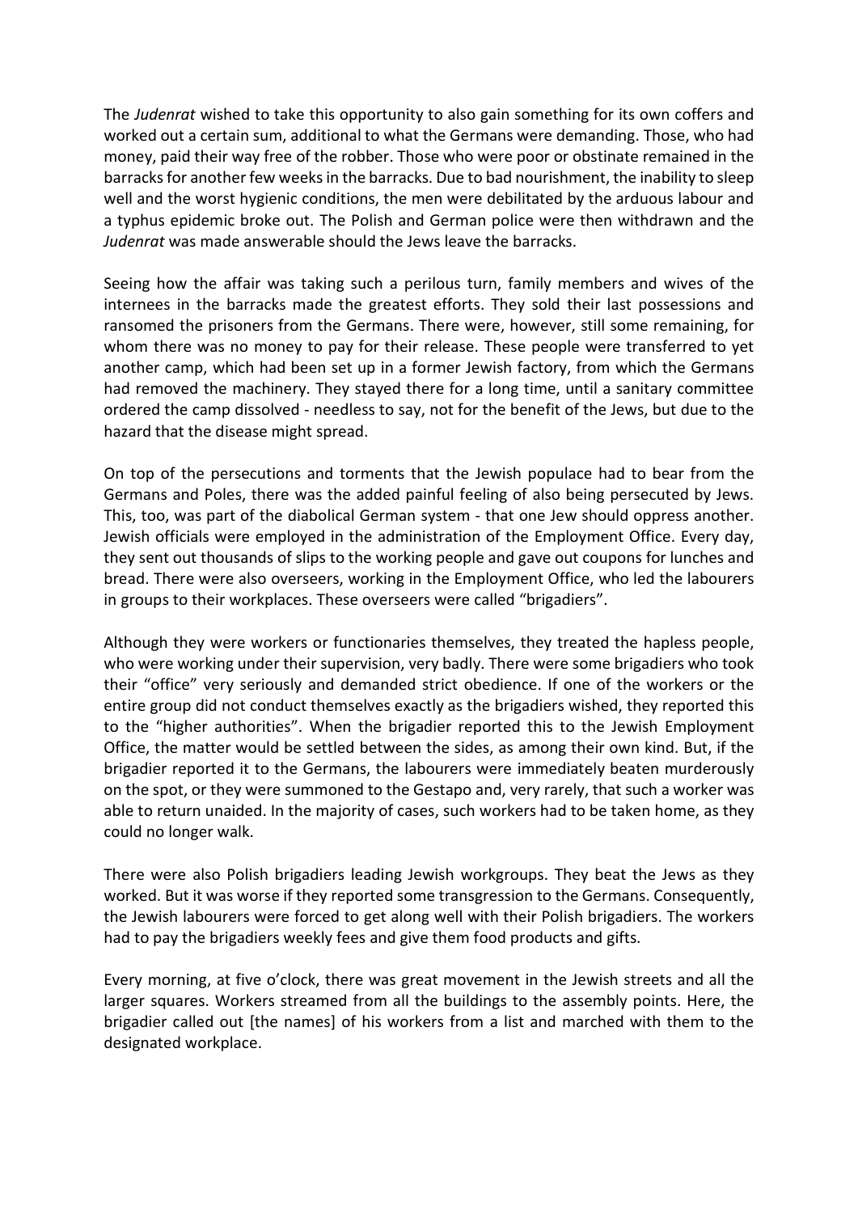The *Judenrat* wished to take this opportunity to also gain something for its own coffers and worked out a certain sum, additional to what the Germans were demanding. Those, who had money, paid their way free of the robber. Those who were poor or obstinate remained in the barracks for another few weeks in the barracks. Due to bad nourishment, the inability to sleep well and the worst hygienic conditions, the men were debilitated by the arduous labour and a typhus epidemic broke out. The Polish and German police were then withdrawn and the *Judenrat* was made answerable should the Jews leave the barracks.

Seeing how the affair was taking such a perilous turn, family members and wives of the internees in the barracks made the greatest efforts. They sold their last possessions and ransomed the prisoners from the Germans. There were, however, still some remaining, for whom there was no money to pay for their release. These people were transferred to yet another camp, which had been set up in a former Jewish factory, from which the Germans had removed the machinery. They stayed there for a long time, until a sanitary committee ordered the camp dissolved - needless to say, not for the benefit of the Jews, but due to the hazard that the disease might spread.

On top of the persecutions and torments that the Jewish populace had to bear from the Germans and Poles, there was the added painful feeling of also being persecuted by Jews. This, too, was part of the diabolical German system - that one Jew should oppress another. Jewish officials were employed in the administration of the Employment Office. Every day, they sent out thousands of slips to the working people and gave out coupons for lunches and bread. There were also overseers, working in the Employment Office, who led the labourers in groups to their workplaces. These overseers were called "brigadiers".

Although they were workers or functionaries themselves, they treated the hapless people, who were working under their supervision, very badly. There were some brigadiers who took their "office" very seriously and demanded strict obedience. If one of the workers or the entire group did not conduct themselves exactly as the brigadiers wished, they reported this to the "higher authorities". When the brigadier reported this to the Jewish Employment Office, the matter would be settled between the sides, as among their own kind. But, if the brigadier reported it to the Germans, the labourers were immediately beaten murderously on the spot, or they were summoned to the Gestapo and, very rarely, that such a worker was able to return unaided. In the majority of cases, such workers had to be taken home, as they could no longer walk.

There were also Polish brigadiers leading Jewish workgroups. They beat the Jews as they worked. But it was worse if they reported some transgression to the Germans. Consequently, the Jewish labourers were forced to get along well with their Polish brigadiers. The workers had to pay the brigadiers weekly fees and give them food products and gifts.

Every morning, at five o'clock, there was great movement in the Jewish streets and all the larger squares. Workers streamed from all the buildings to the assembly points. Here, the brigadier called out [the names] of his workers from a list and marched with them to the designated workplace.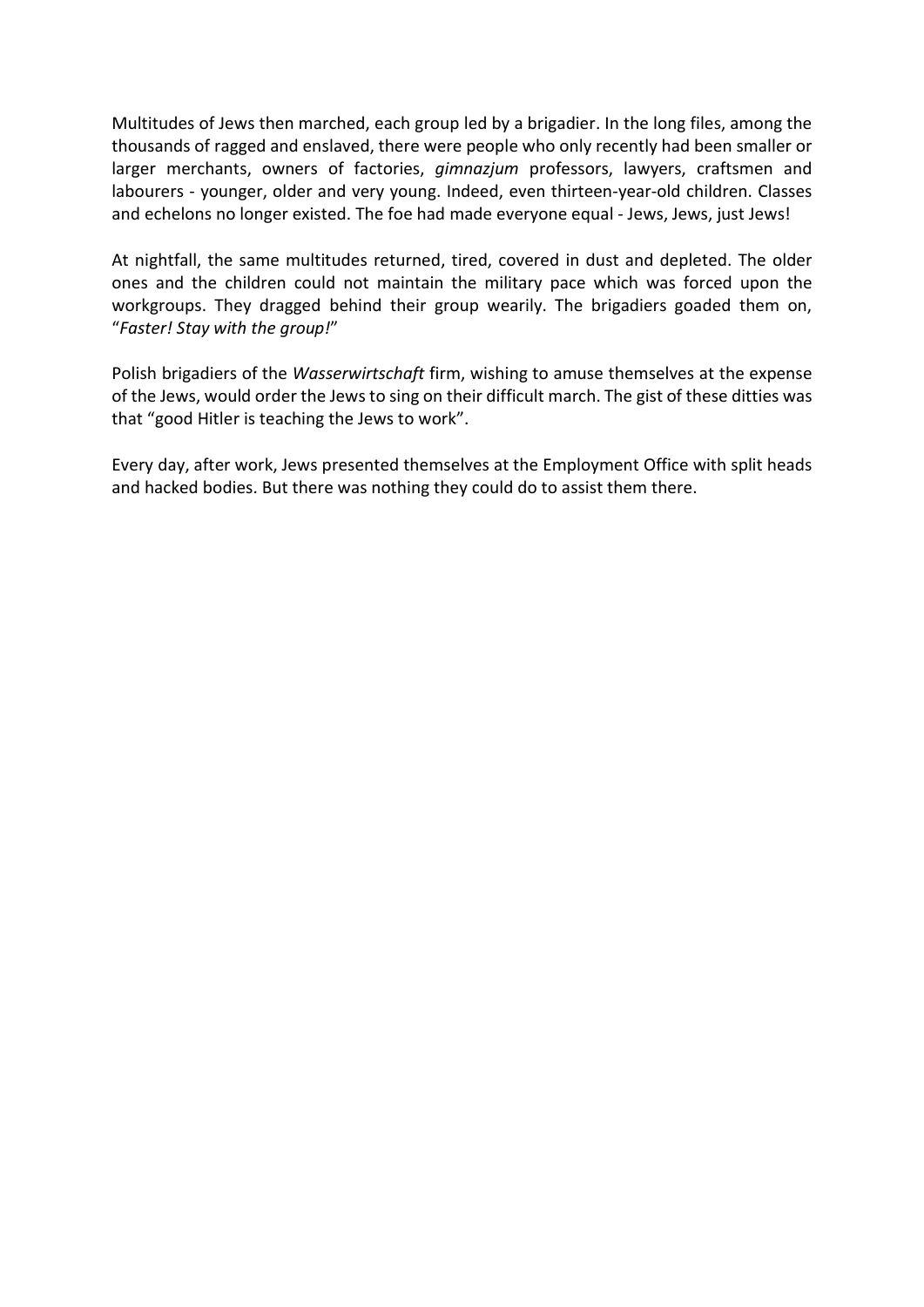Multitudes of Jews then marched, each group led by a brigadier. In the long files, among the thousands of ragged and enslaved, there were people who only recently had been smaller or larger merchants, owners of factories, *gimnazjum* professors, lawyers, craftsmen and labourers - younger, older and very young. Indeed, even thirteen-year-old children. Classes and echelons no longer existed. The foe had made everyone equal - Jews, Jews, just Jews!

At nightfall, the same multitudes returned, tired, covered in dust and depleted. The older ones and the children could not maintain the military pace which was forced upon the workgroups. They dragged behind their group wearily. The brigadiers goaded them on, "*Faster! Stay with the group!*"

Polish brigadiers of the *Wasserwirtschaft* firm, wishing to amuse themselves at the expense of the Jews, would order the Jews to sing on their difficult march. The gist of these ditties was that "good Hitler is teaching the Jews to work".

Every day, after work, Jews presented themselves at the Employment Office with split heads and hacked bodies. But there was nothing they could do to assist them there.